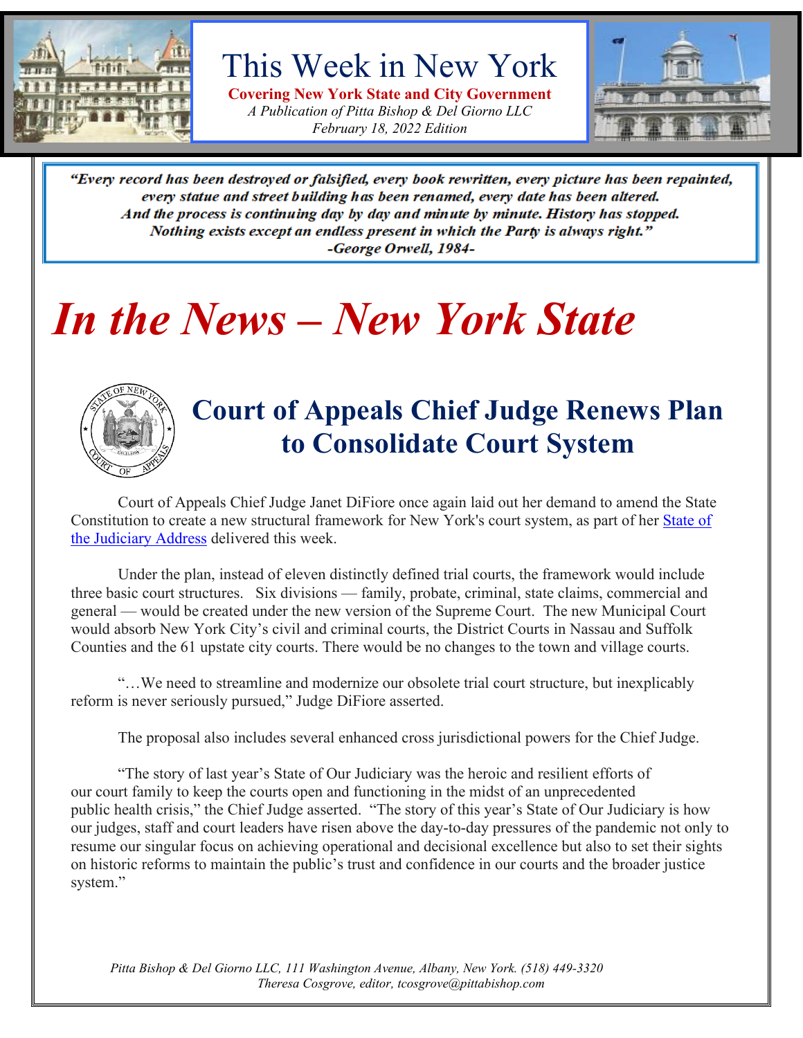# This Week in New York

**Covering New York State and City Government**

*A Publication of Pitta Bishop & Del Giorno LLC*

*February 18, 2022 Edition*

> ***"Every record has been destroyed or falsified, every book rewritten, every picture has been repainted, every statue and street building has been renamed, every date has been altered. And the process is continuing day by day and minute by minute. History has stopped. Nothing exists except an endless present in which the Party is always right."***
> ***-George Orwell, 1984-***

# *In the News – New York State*

## Court of Appeals Chief Judge Renews Plan to Consolidate Court System

Court of Appeals Chief Judge Janet DiFiore once again laid out her demand to amend the State Constitution to create a new structural framework for New York's court system, as part of her State of the Judiciary Address delivered this week.

Under the plan, instead of eleven distinctly defined trial courts, the framework would include three basic court structures. Six divisions — family, probate, criminal, state claims, commercial and general — would be created under the new version of the Supreme Court. The new Municipal Court would absorb New York City's civil and criminal courts, the District Courts in Nassau and Suffolk Counties and the 61 upstate city courts. There would be no changes to the town and village courts.

"…We need to streamline and modernize our obsolete trial court structure, but inexplicably reform is never seriously pursued," Judge DiFiore asserted.

The proposal also includes several enhanced cross jurisdictional powers for the Chief Judge.

"The story of last year's State of Our Judiciary was the heroic and resilient efforts of our court family to keep the courts open and functioning in the midst of an unprecedented public health crisis," the Chief Judge asserted. "The story of this year's State of Our Judiciary is how our judges, staff and court leaders have risen above the day-to-day pressures of the pandemic not only to resume our singular focus on achieving operational and decisional excellence but also to set their sights on historic reforms to maintain the public's trust and confidence in our courts and the broader justice system."

*Pitta Bishop & Del Giorno LLC, 111 Washington Avenue, Albany, New York. (518) 449-3320*
*Theresa Cosgrove, editor, tcosgrove@pittabishop.com*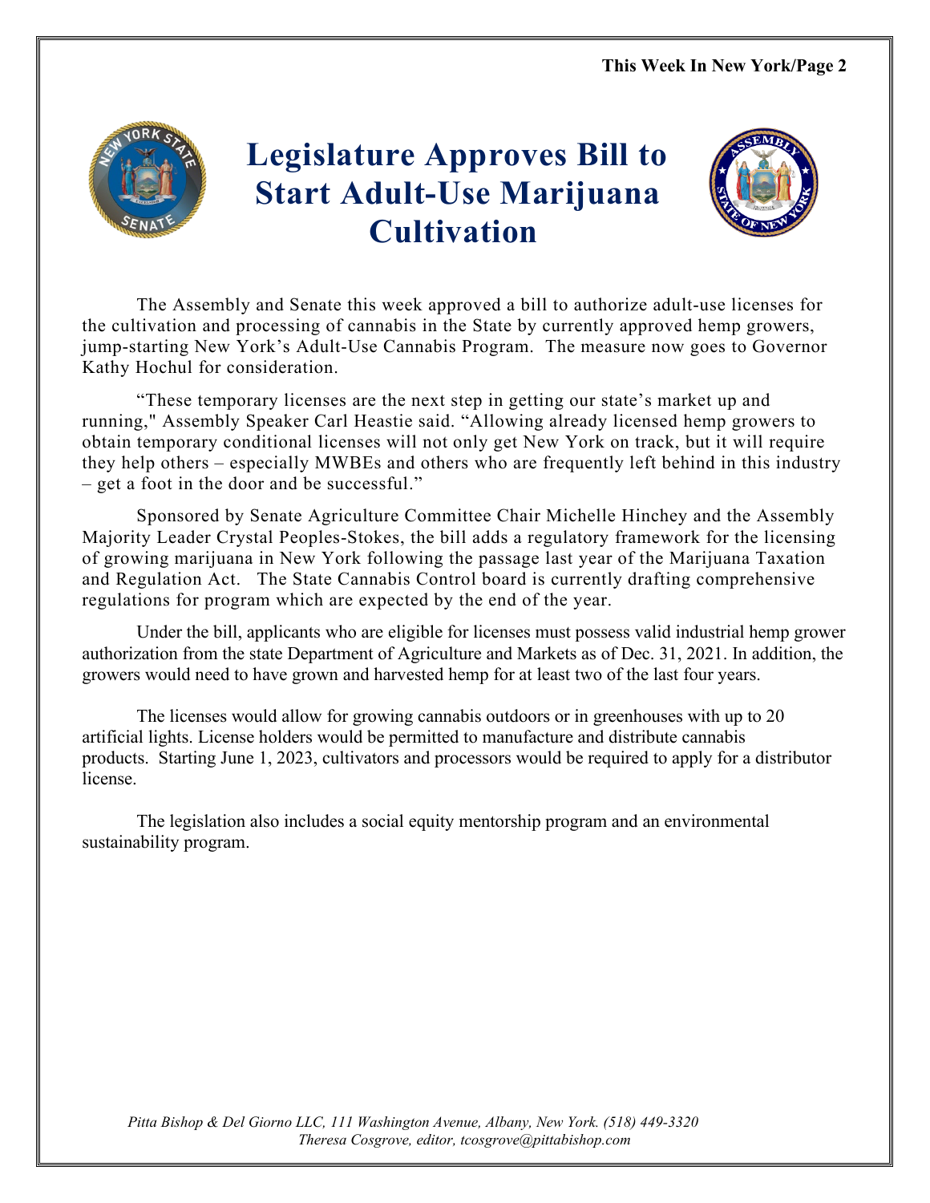# Legislature Approves Bill to Start Adult-Use Marijuana Cultivation

The Assembly and Senate this week approved a bill to authorize adult-use licenses for the cultivation and processing of cannabis in the State by currently approved hemp growers, jump-starting New York's Adult-Use Cannabis Program. The measure now goes to Governor Kathy Hochul for consideration.

"These temporary licenses are the next step in getting our state's market up and running," Assembly Speaker Carl Heastie said. "Allowing already licensed hemp growers to obtain temporary conditional licenses will not only get New York on track, but it will require they help others – especially MWBEs and others who are frequently left behind in this industry – get a foot in the door and be successful."

Sponsored by Senate Agriculture Committee Chair Michelle Hinchey and the Assembly Majority Leader Crystal Peoples-Stokes, the bill adds a regulatory framework for the licensing of growing marijuana in New York following the passage last year of the Marijuana Taxation and Regulation Act. The State Cannabis Control board is currently drafting comprehensive regulations for program which are expected by the end of the year.

Under the bill, applicants who are eligible for licenses must possess valid industrial hemp grower authorization from the state Department of Agriculture and Markets as of Dec. 31, 2021. In addition, the growers would need to have grown and harvested hemp for at least two of the last four years.

The licenses would allow for growing cannabis outdoors or in greenhouses with up to 20 artificial lights. License holders would be permitted to manufacture and distribute cannabis products. Starting June 1, 2023, cultivators and processors would be required to apply for a distributor license.

The legislation also includes a social equity mentorship program and an environmental sustainability program.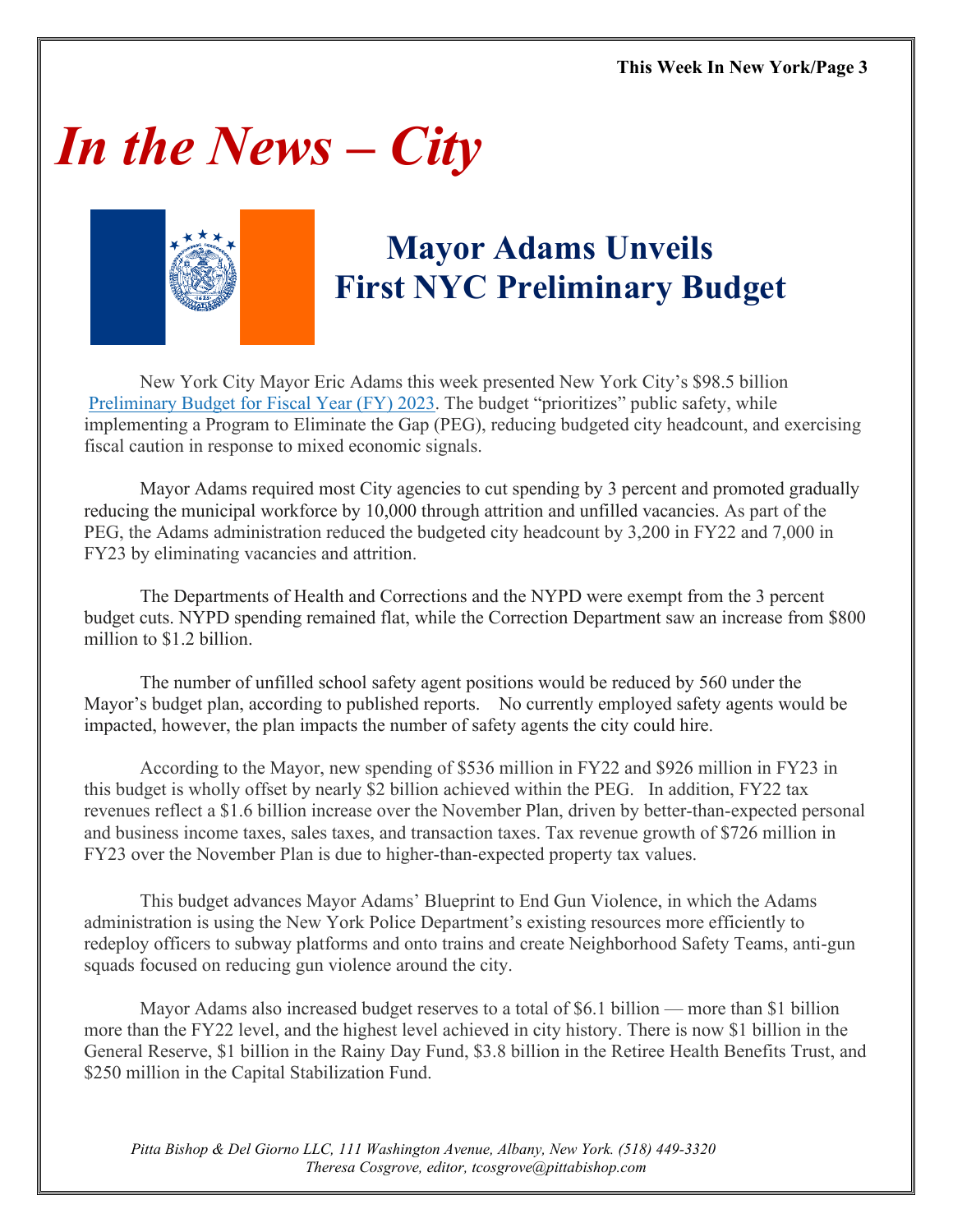# *In the News – City*

## Mayor Adams Unveils First NYC Preliminary Budget

New York City Mayor Eric Adams this week presented New York City's $98.5 billion [Preliminary Budget for Fiscal Year (FY) 2023](). The budget "prioritizes" public safety, while implementing a Program to Eliminate the Gap (PEG), reducing budgeted city headcount, and exercising fiscal caution in response to mixed economic signals.

Mayor Adams required most City agencies to cut spending by 3 percent and promoted gradually reducing the municipal workforce by 10,000 through attrition and unfilled vacancies. As part of the PEG, the Adams administration reduced the budgeted city headcount by 3,200 in FY22 and 7,000 in FY23 by eliminating vacancies and attrition.

The Departments of Health and Corrections and the NYPD were exempt from the 3 percent budget cuts. NYPD spending remained flat, while the Correction Department saw an increase from $800 million to $1.2 billion.

The number of unfilled school safety agent positions would be reduced by 560 under the Mayor's budget plan, according to published reports. No currently employed safety agents would be impacted, however, the plan impacts the number of safety agents the city could hire.

According to the Mayor, new spending of $536 million in FY22 and $926 million in FY23 in this budget is wholly offset by nearly $2 billion achieved within the PEG. In addition, FY22 tax revenues reflect a $1.6 billion increase over the November Plan, driven by better-than-expected personal and business income taxes, sales taxes, and transaction taxes. Tax revenue growth of $726 million in FY23 over the November Plan is due to higher-than-expected property tax values.

This budget advances Mayor Adams' Blueprint to End Gun Violence, in which the Adams administration is using the New York Police Department's existing resources more efficiently to redeploy officers to subway platforms and onto trains and create Neighborhood Safety Teams, anti-gun squads focused on reducing gun violence around the city.

Mayor Adams also increased budget reserves to a total of $6.1 billion — more than $1 billion more than the FY22 level, and the highest level achieved in city history. There is now $1 billion in the General Reserve, $1 billion in the Rainy Day Fund, $3.8 billion in the Retiree Health Benefits Trust, and $250 million in the Capital Stabilization Fund.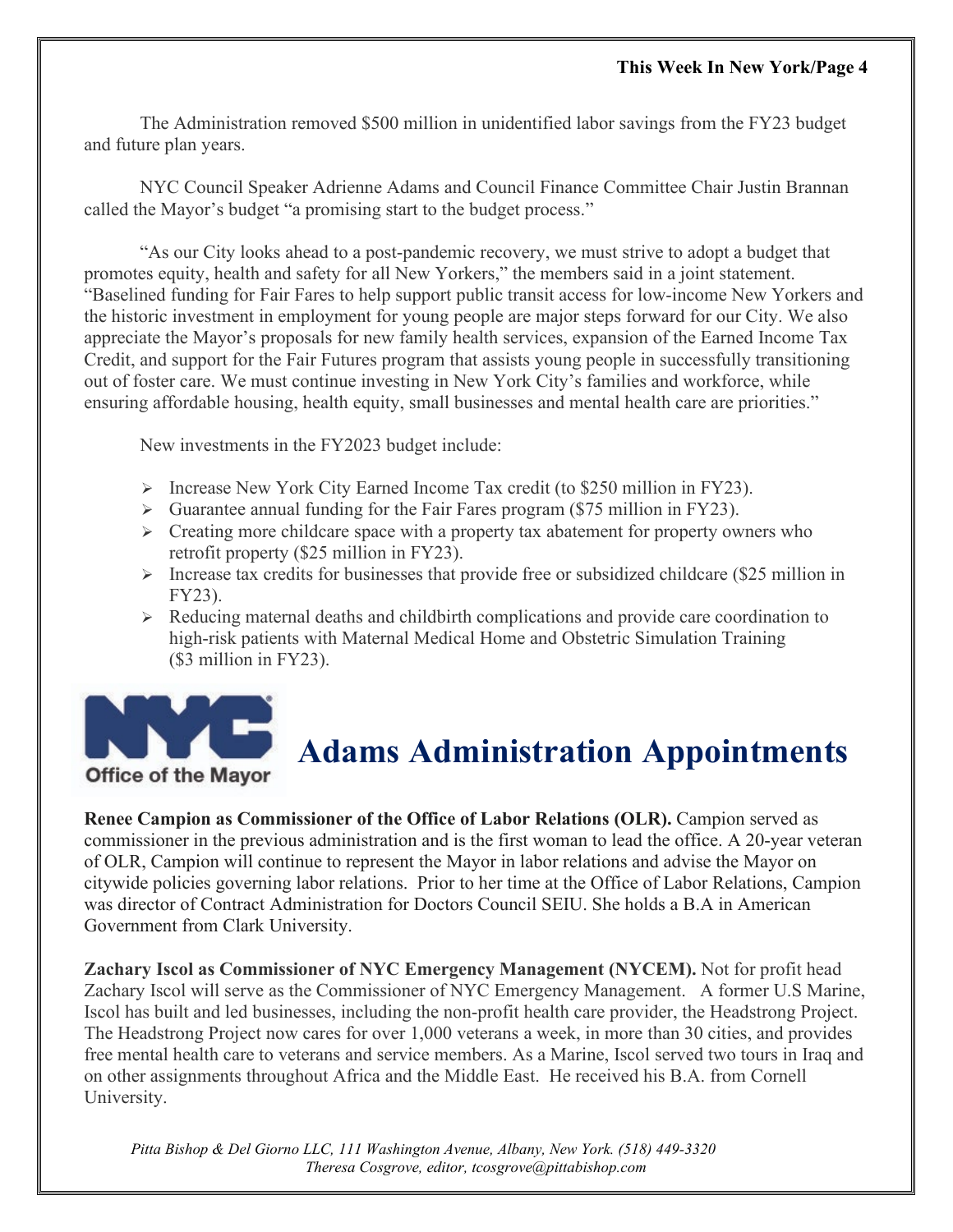The Administration removed $500 million in unidentified labor savings from the FY23 budget and future plan years.

NYC Council Speaker Adrienne Adams and Council Finance Committee Chair Justin Brannan called the Mayor's budget "a promising start to the budget process."

"As our City looks ahead to a post-pandemic recovery, we must strive to adopt a budget that promotes equity, health and safety for all New Yorkers," the members said in a joint statement. "Baselined funding for Fair Fares to help support public transit access for low-income New Yorkers and the historic investment in employment for young people are major steps forward for our City. We also appreciate the Mayor's proposals for new family health services, expansion of the Earned Income Tax Credit, and support for the Fair Futures program that assists young people in successfully transitioning out of foster care. We must continue investing in New York City's families and workforce, while ensuring affordable housing, health equity, small businesses and mental health care are priorities."

New investments in the FY2023 budget include:

- Increase New York City Earned Income Tax credit (to $250 million in FY23).
- Guarantee annual funding for the Fair Fares program ($75 million in FY23).
- Creating more childcare space with a property tax abatement for property owners who retrofit property ($25 million in FY23).
- Increase tax credits for businesses that provide free or subsidized childcare ($25 million in FY23).
- Reducing maternal deaths and childbirth complications and provide care coordination to high-risk patients with Maternal Medical Home and Obstetric Simulation Training ($3 million in FY23).

NYC Office of the Mayor

## Adams Administration Appointments

**Renee Campion as Commissioner of the Office of Labor Relations (OLR).** Campion served as commissioner in the previous administration and is the first woman to lead the office. A 20-year veteran of OLR, Campion will continue to represent the Mayor in labor relations and advise the Mayor on citywide policies governing labor relations. Prior to her time at the Office of Labor Relations, Campion was director of Contract Administration for Doctors Council SEIU. She holds a B.A in American Government from Clark University.

**Zachary Iscol as Commissioner of NYC Emergency Management (NYCEM).** Not for profit head Zachary Iscol will serve as the Commissioner of NYC Emergency Management. A former U.S Marine, Iscol has built and led businesses, including the non-profit health care provider, the Headstrong Project. The Headstrong Project now cares for over 1,000 veterans a week, in more than 30 cities, and provides free mental health care to veterans and service members. As a Marine, Iscol served two tours in Iraq and on other assignments throughout Africa and the Middle East. He received his B.A. from Cornell University.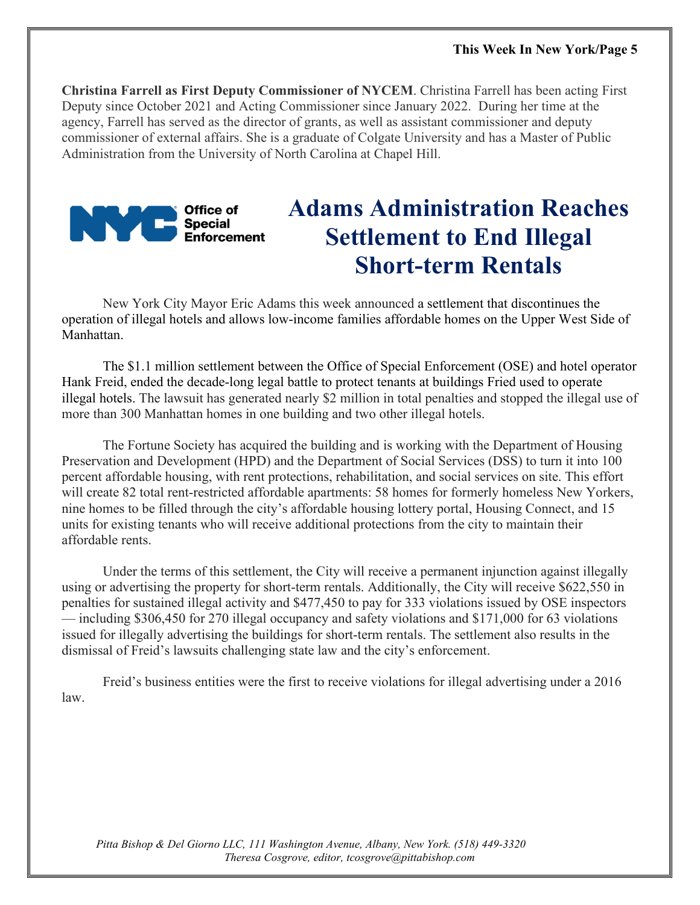**Christina Farrell as First Deputy Commissioner of NYCEM**. Christina Farrell has been acting First Deputy since October 2021 and Acting Commissioner since January 2022. During her time at the agency, Farrell has served as the director of grants, as well as assistant commissioner and deputy commissioner of external affairs. She is a graduate of Colgate University and has a Master of Public Administration from the University of North Carolina at Chapel Hill.

NYC Office of Special Enforcement

# Adams Administration Reaches Settlement to End Illegal Short-term Rentals

New York City Mayor Eric Adams this week announced a settlement that discontinues the operation of illegal hotels and allows low-income families affordable homes on the Upper West Side of Manhattan.

The $1.1 million settlement between the Office of Special Enforcement (OSE) and hotel operator Hank Freid, ended the decade-long legal battle to protect tenants at buildings Fried used to operate illegal hotels. The lawsuit has generated nearly $2 million in total penalties and stopped the illegal use of more than 300 Manhattan homes in one building and two other illegal hotels.

The Fortune Society has acquired the building and is working with the Department of Housing Preservation and Development (HPD) and the Department of Social Services (DSS) to turn it into 100 percent affordable housing, with rent protections, rehabilitation, and social services on site. This effort will create 82 total rent-restricted affordable apartments: 58 homes for formerly homeless New Yorkers, nine homes to be filled through the city's affordable housing lottery portal, Housing Connect, and 15 units for existing tenants who will receive additional protections from the city to maintain their affordable rents.

Under the terms of this settlement, the City will receive a permanent injunction against illegally using or advertising the property for short-term rentals. Additionally, the City will receive $622,550 in penalties for sustained illegal activity and $477,450 to pay for 333 violations issued by OSE inspectors — including $306,450 for 270 illegal occupancy and safety violations and $171,000 for 63 violations issued for illegally advertising the buildings for short-term rentals. The settlement also results in the dismissal of Freid's lawsuits challenging state law and the city's enforcement.

Freid's business entities were the first to receive violations for illegal advertising under a 2016 law.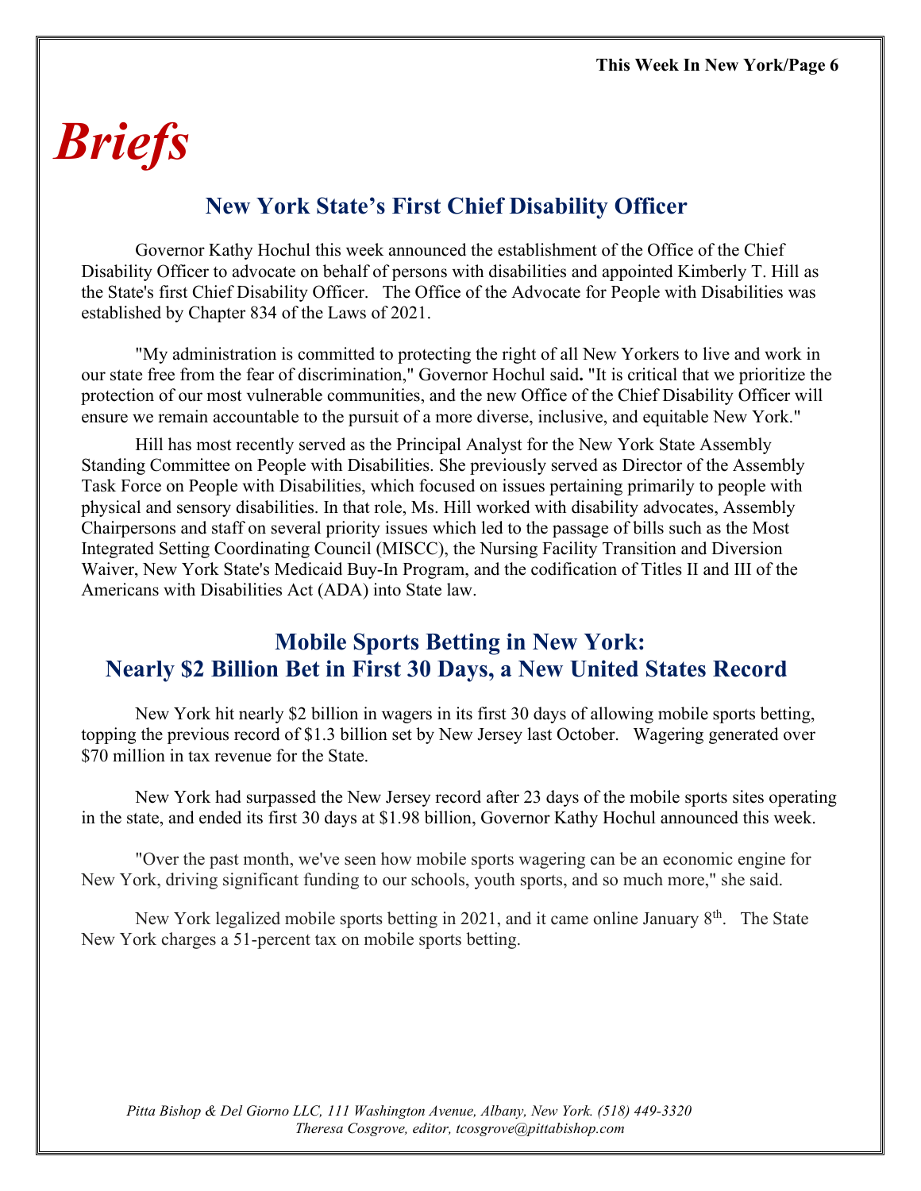# *Briefs*

## New York State's First Chief Disability Officer

Governor Kathy Hochul this week announced the establishment of the Office of the Chief Disability Officer to advocate on behalf of persons with disabilities and appointed Kimberly T. Hill as the State's first Chief Disability Officer. The Office of the Advocate for People with Disabilities was established by Chapter 834 of the Laws of 2021.

"My administration is committed to protecting the right of all New Yorkers to live and work in our state free from the fear of discrimination," Governor Hochul said**.** "It is critical that we prioritize the protection of our most vulnerable communities, and the new Office of the Chief Disability Officer will ensure we remain accountable to the pursuit of a more diverse, inclusive, and equitable New York."

Hill has most recently served as the Principal Analyst for the New York State Assembly Standing Committee on People with Disabilities. She previously served as Director of the Assembly Task Force on People with Disabilities, which focused on issues pertaining primarily to people with physical and sensory disabilities. In that role, Ms. Hill worked with disability advocates, Assembly Chairpersons and staff on several priority issues which led to the passage of bills such as the Most Integrated Setting Coordinating Council (MISCC), the Nursing Facility Transition and Diversion Waiver, New York State's Medicaid Buy-In Program, and the codification of Titles II and III of the Americans with Disabilities Act (ADA) into State law.

## Mobile Sports Betting in New York: Nearly $2 Billion Bet in First 30 Days, a New United States Record

New York hit nearly $2 billion in wagers in its first 30 days of allowing mobile sports betting, topping the previous record of $1.3 billion set by New Jersey last October. Wagering generated over $70 million in tax revenue for the State.

New York had surpassed the New Jersey record after 23 days of the mobile sports sites operating in the state, and ended its first 30 days at $1.98 billion, Governor Kathy Hochul announced this week.

"Over the past month, we've seen how mobile sports wagering can be an economic engine for New York, driving significant funding to our schools, youth sports, and so much more," she said.

New York legalized mobile sports betting in 2021, and it came online January 8th. The State New York charges a 51-percent tax on mobile sports betting.

*Pitta Bishop & Del Giorno LLC, 111 Washington Avenue, Albany, New York. (518) 449-3320*
*Theresa Cosgrove, editor, tcosgrove@pittabishop.com*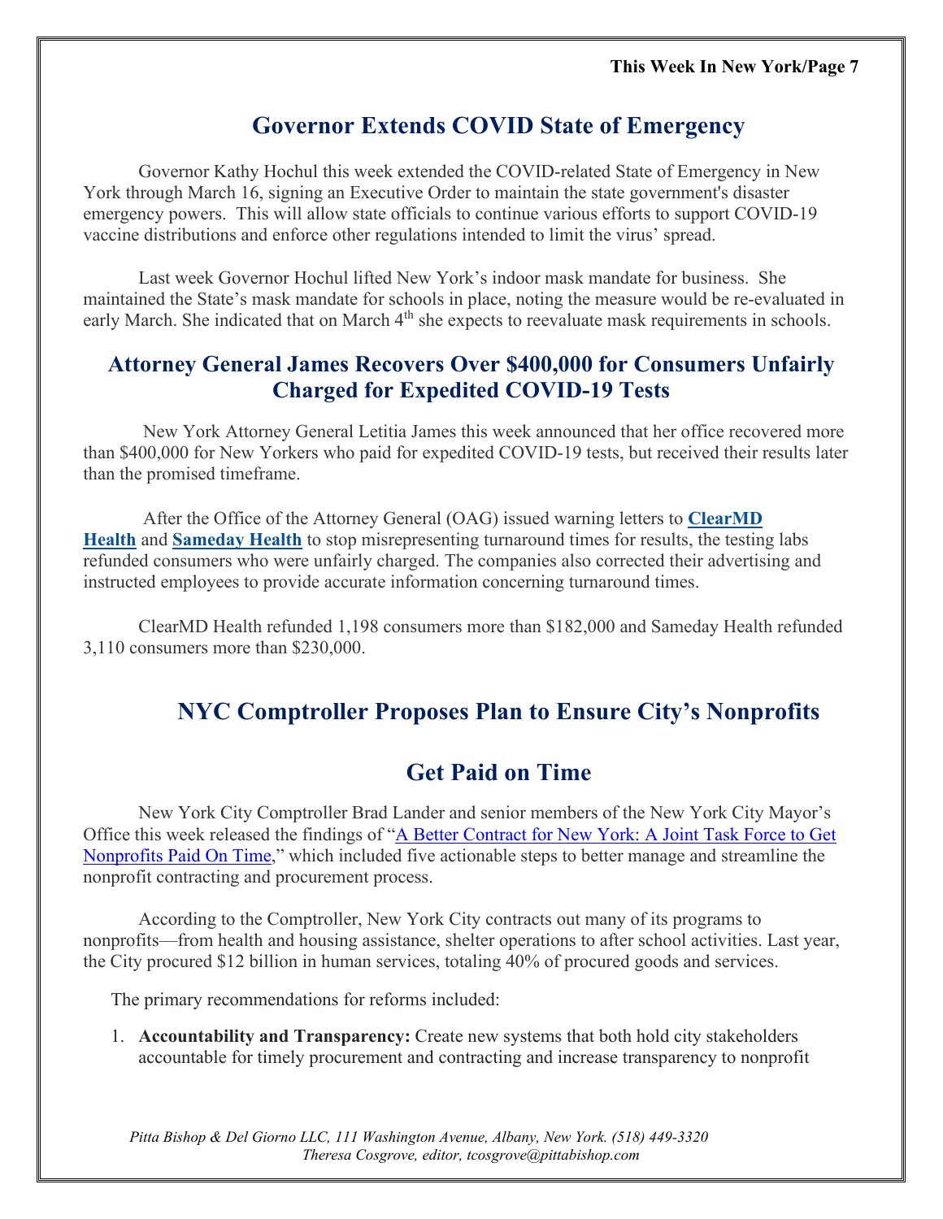## Governor Extends COVID State of Emergency

Governor Kathy Hochul this week extended the COVID-related State of Emergency in New York through March 16, signing an Executive Order to maintain the state government's disaster emergency powers. This will allow state officials to continue various efforts to support COVID-19 vaccine distributions and enforce other regulations intended to limit the virus' spread.

Last week Governor Hochul lifted New York's indoor mask mandate for business. She maintained the State's mask mandate for schools in place, noting the measure would be re-evaluated in early March. She indicated that on March 4th she expects to reevaluate mask requirements in schools.

## Attorney General James Recovers Over $400,000 for Consumers Unfairly Charged for Expedited COVID-19 Tests

New York Attorney General Letitia James this week announced that her office recovered more than $400,000 for New Yorkers who paid for expedited COVID-19 tests, but received their results later than the promised timeframe.

After the Office of the Attorney General (OAG) issued warning letters to **ClearMD Health** and **Sameday Health** to stop misrepresenting turnaround times for results, the testing labs refunded consumers who were unfairly charged. The companies also corrected their advertising and instructed employees to provide accurate information concerning turnaround times.

ClearMD Health refunded 1,198 consumers more than $182,000 and Sameday Health refunded 3,110 consumers more than $230,000.

## NYC Comptroller Proposes Plan to Ensure City's Nonprofits Get Paid on Time

New York City Comptroller Brad Lander and senior members of the New York City Mayor's Office this week released the findings of "A Better Contract for New York: A Joint Task Force to Get Nonprofits Paid On Time," which included five actionable steps to better manage and streamline the nonprofit contracting and procurement process.

According to the Comptroller, New York City contracts out many of its programs to nonprofits—from health and housing assistance, shelter operations to after school activities. Last year, the City procured $12 billion in human services, totaling 40% of procured goods and services.

The primary recommendations for reforms included:

1. **Accountability and Transparency:** Create new systems that both hold city stakeholders accountable for timely procurement and contracting and increase transparency to nonprofit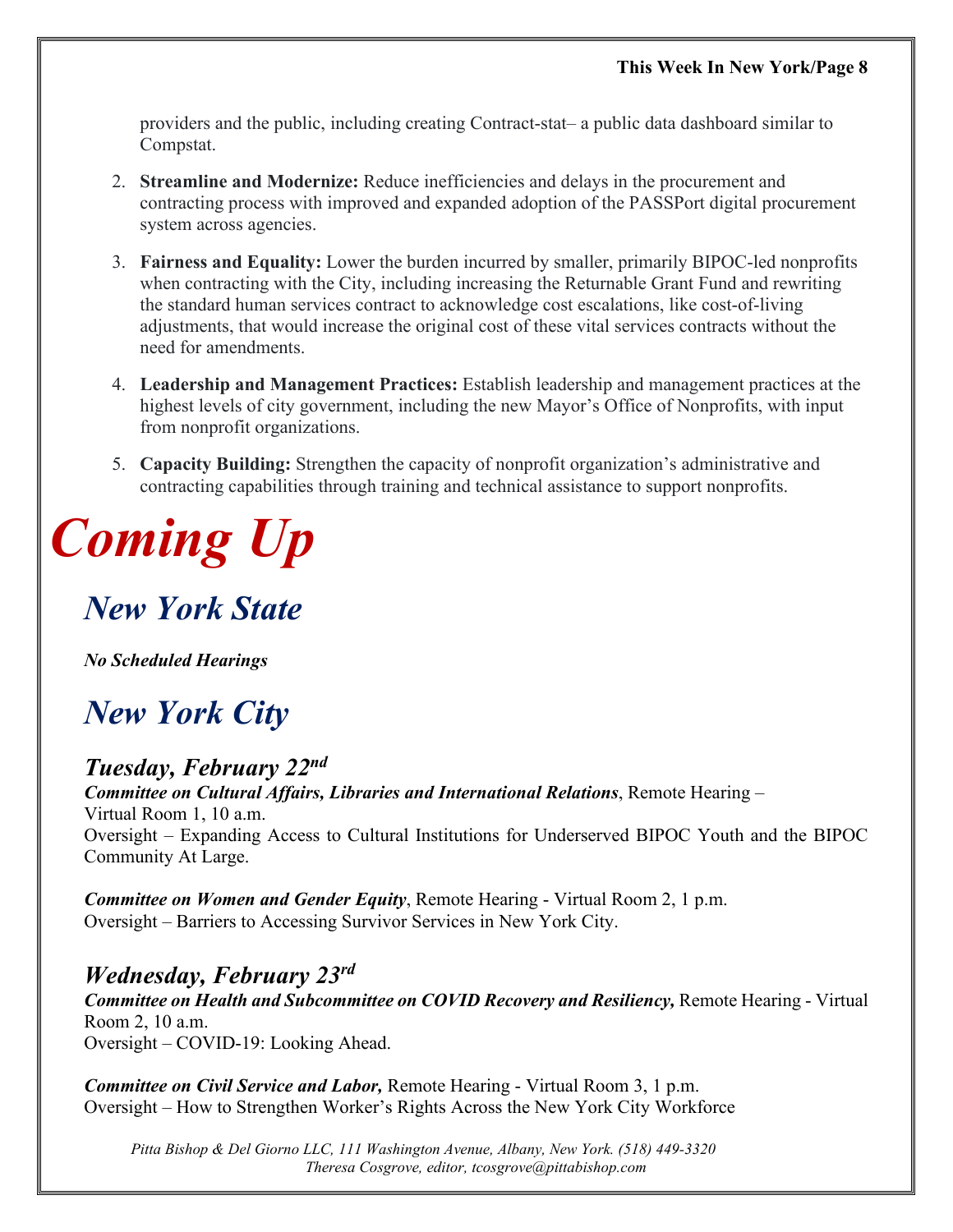providers and the public, including creating Contract-stat– a public data dashboard similar to Compstat.

2. **Streamline and Modernize:** Reduce inefficiencies and delays in the procurement and contracting process with improved and expanded adoption of the PASSPort digital procurement system across agencies.

3. **Fairness and Equality:** Lower the burden incurred by smaller, primarily BIPOC-led nonprofits when contracting with the City, including increasing the Returnable Grant Fund and rewriting the standard human services contract to acknowledge cost escalations, like cost-of-living adjustments, that would increase the original cost of these vital services contracts without the need for amendments.

4. **Leadership and Management Practices:** Establish leadership and management practices at the highest levels of city government, including the new Mayor's Office of Nonprofits, with input from nonprofit organizations.

5. **Capacity Building:** Strengthen the capacity of nonprofit organization's administrative and contracting capabilities through training and technical assistance to support nonprofits.

# *Coming Up*

## *New York State*

***No Scheduled Hearings***

## *New York City*

### *Tuesday, February 22nd*

***Committee on Cultural Affairs, Libraries and International Relations***, Remote Hearing – Virtual Room 1, 10 a.m.
Oversight – Expanding Access to Cultural Institutions for Underserved BIPOC Youth and the BIPOC Community At Large.

***Committee on Women and Gender Equity***, Remote Hearing - Virtual Room 2, 1 p.m.
Oversight – Barriers to Accessing Survivor Services in New York City.

### *Wednesday, February 23rd*

***Committee on Health and Subcommittee on COVID Recovery and Resiliency,*** Remote Hearing - Virtual Room 2, 10 a.m.
Oversight – COVID-19: Looking Ahead.

***Committee on Civil Service and Labor,*** Remote Hearing - Virtual Room 3, 1 p.m.
Oversight – How to Strengthen Worker's Rights Across the New York City Workforce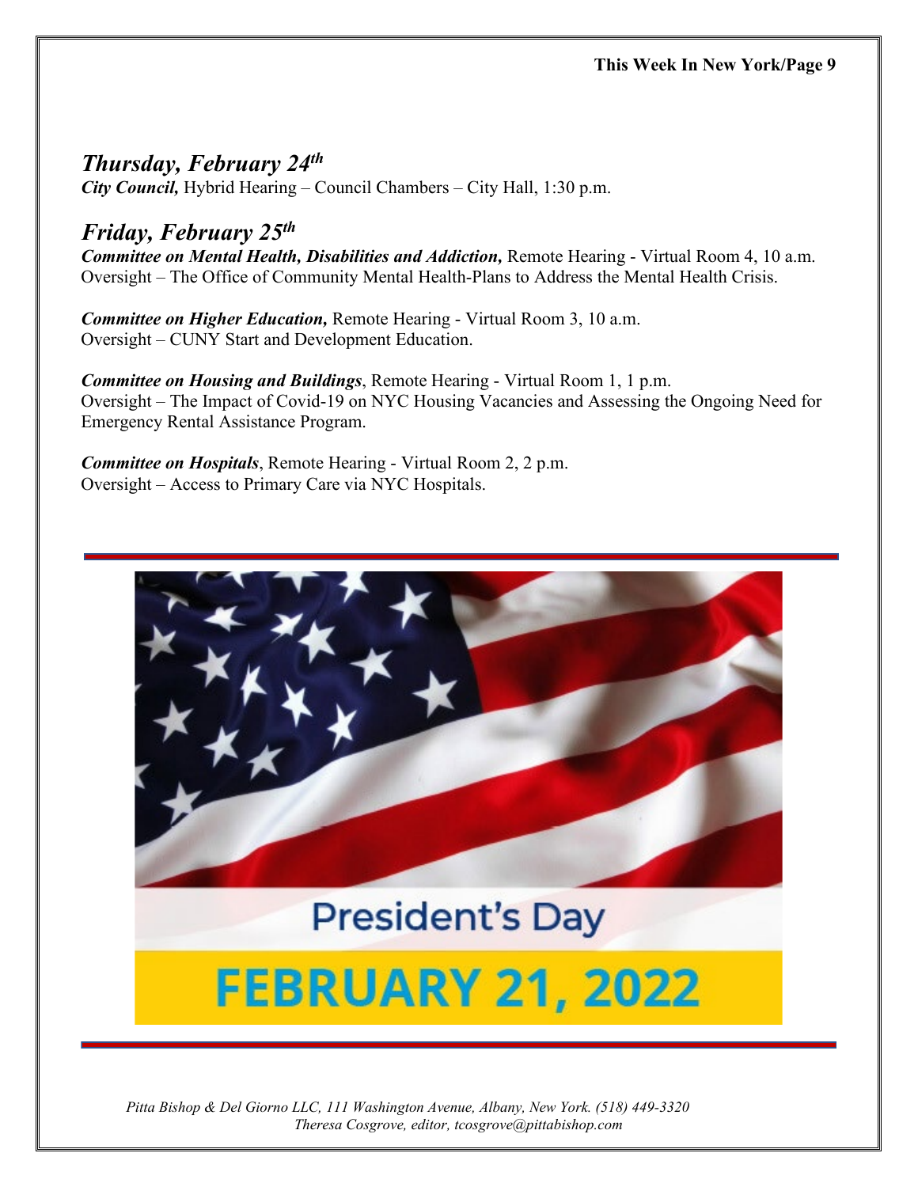## *Thursday, February 24th*

***City Council,*** Hybrid Hearing – Council Chambers – City Hall, 1:30 p.m.

## *Friday, February 25th*

***Committee on Mental Health, Disabilities and Addiction,*** Remote Hearing - Virtual Room 4, 10 a.m.
Oversight – The Office of Community Mental Health-Plans to Address the Mental Health Crisis.

***Committee on Higher Education,*** Remote Hearing - Virtual Room 3, 10 a.m.
Oversight – CUNY Start and Development Education.

***Committee on Housing and Buildings***, Remote Hearing - Virtual Room 1, 1 p.m.
Oversight – The Impact of Covid-19 on NYC Housing Vacancies and Assessing the Ongoing Need for Emergency Rental Assistance Program.

***Committee on Hospitals***, Remote Hearing - Virtual Room 2, 2 p.m.
Oversight – Access to Primary Care via NYC Hospitals.

President's Day

FEBRUARY 21, 2022

*Pitta Bishop & Del Giorno LLC, 111 Washington Avenue, Albany, New York. (518) 449-3320*
*Theresa Cosgrove, editor, tcosgrove@pittabishop.com*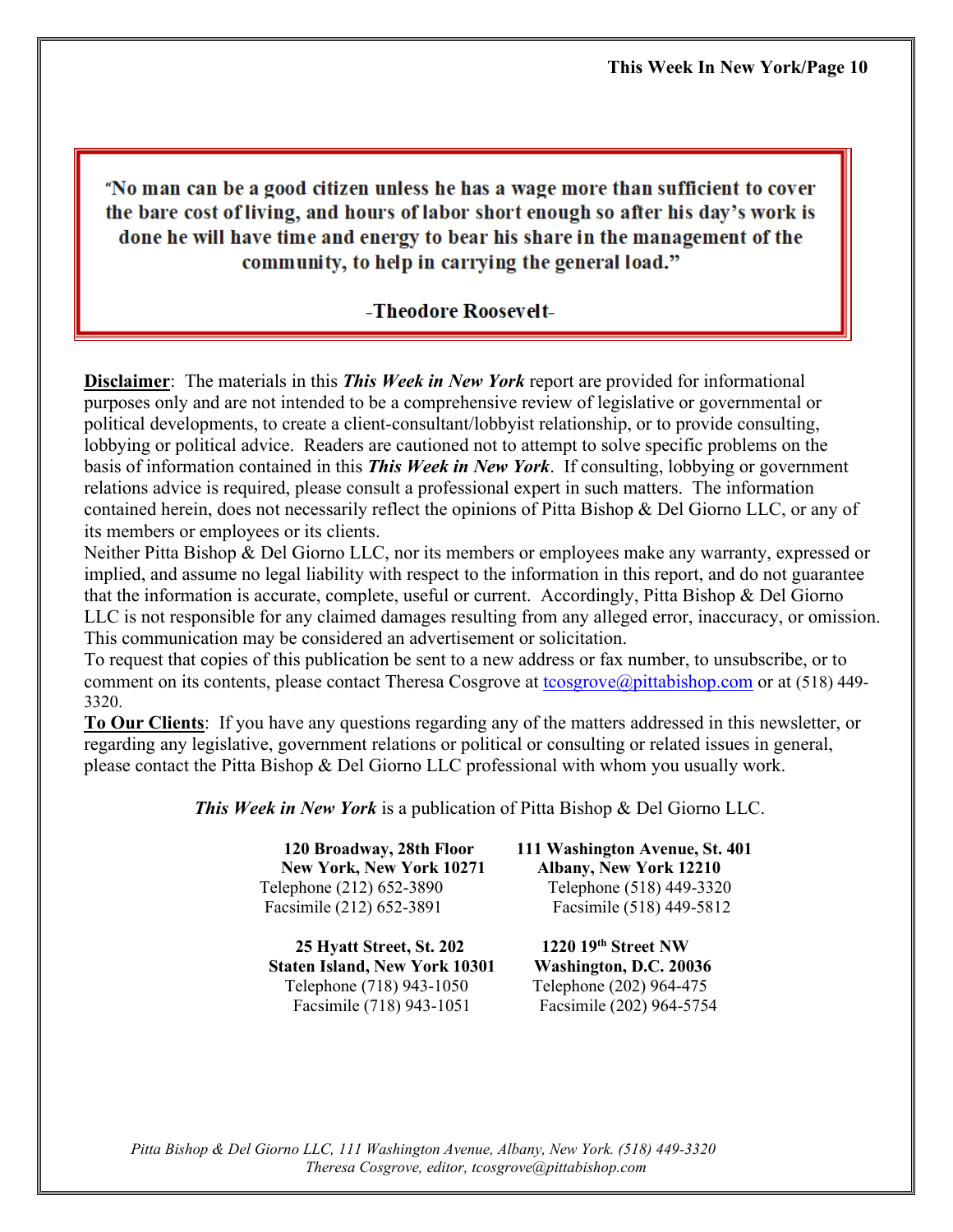> **"No man can be a good citizen unless he has a wage more than sufficient to cover the bare cost of living, and hours of labor short enough so after his day's work is done he will have time and energy to bear his share in the management of the community, to help in carrying the general load."**
>
> **-Theodore Roosevelt-**

**Disclaimer**: The materials in this ***This Week in New York*** report are provided for informational purposes only and are not intended to be a comprehensive review of legislative or governmental or political developments, to create a client-consultant/lobbyist relationship, or to provide consulting, lobbying or political advice. Readers are cautioned not to attempt to solve specific problems on the basis of information contained in this ***This Week in New York***. If consulting, lobbying or government relations advice is required, please consult a professional expert in such matters. The information contained herein, does not necessarily reflect the opinions of Pitta Bishop & Del Giorno LLC, or any of its members or employees or its clients.

Neither Pitta Bishop & Del Giorno LLC, nor its members or employees make any warranty, expressed or implied, and assume no legal liability with respect to the information in this report, and do not guarantee that the information is accurate, complete, useful or current. Accordingly, Pitta Bishop & Del Giorno LLC is not responsible for any claimed damages resulting from any alleged error, inaccuracy, or omission. This communication may be considered an advertisement or solicitation.

To request that copies of this publication be sent to a new address or fax number, to unsubscribe, or to comment on its contents, please contact Theresa Cosgrove at tcosgrove@pittabishop.com or at (518) 449-3320.

**To Our Clients**: If you have any questions regarding any of the matters addressed in this newsletter, or regarding any legislative, government relations or political or consulting or related issues in general, please contact the Pitta Bishop & Del Giorno LLC professional with whom you usually work.

***This Week in New York*** is a publication of Pitta Bishop & Del Giorno LLC.

**120 Broadway, 28th Floor**
**New York, New York 10271**
Telephone (212) 652-3890
Facsimile (212) 652-3891

**111 Washington Avenue, St. 401**
**Albany, New York 12210**
Telephone (518) 449-3320
Facsimile (518) 449-5812

**25 Hyatt Street, St. 202**
**Staten Island, New York 10301**
Telephone (718) 943-1050
Facsimile (718) 943-1051

**1220 19th Street NW**
**Washington, D.C. 20036**
Telephone (202) 964-475
Facsimile (202) 964-5754

*Pitta Bishop & Del Giorno LLC, 111 Washington Avenue, Albany, New York. (518) 449-3320*
*Theresa Cosgrove, editor, tcosgrove@pittabishop.com*